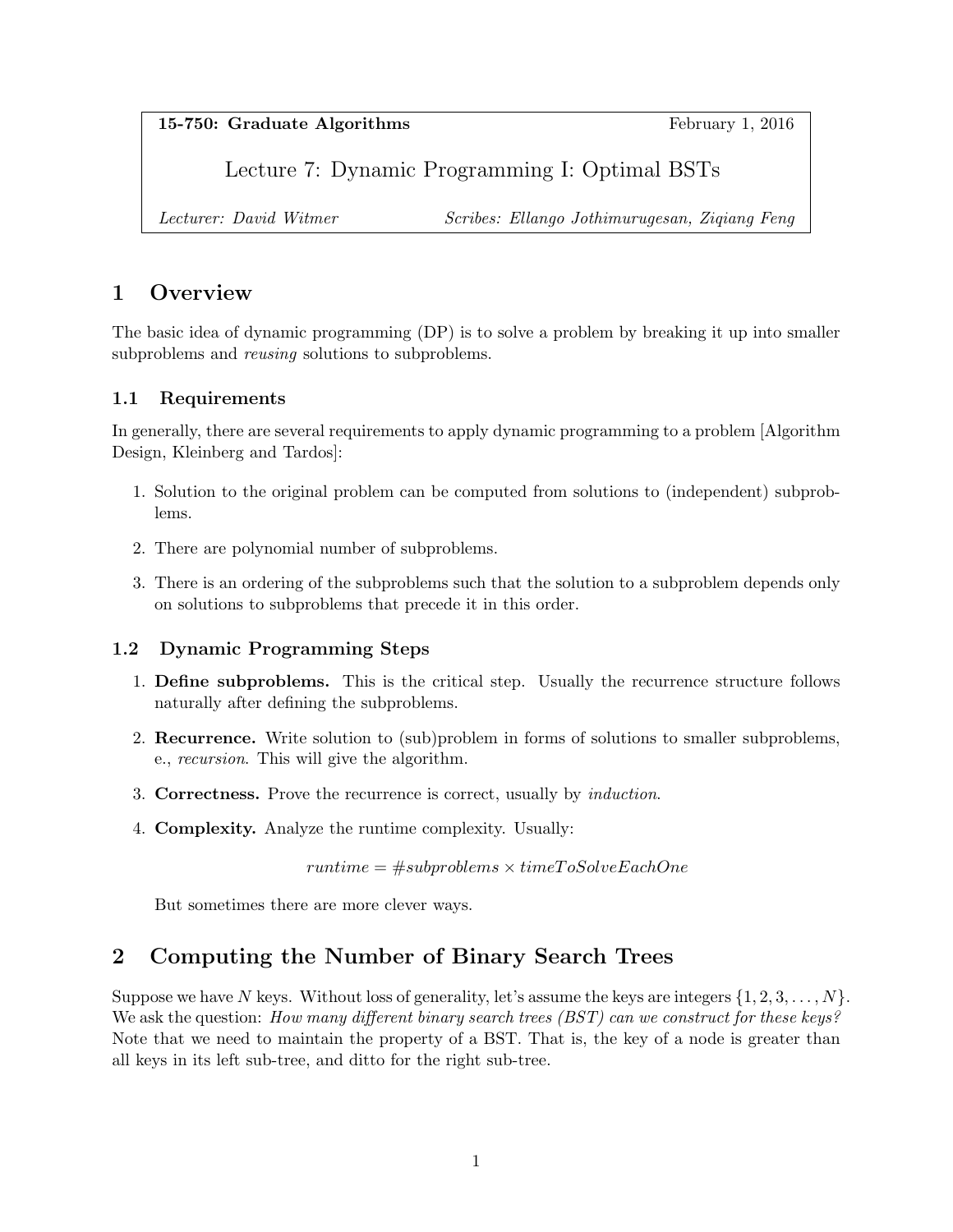**15-750: Graduate Algorithms** February 1, 2016

# Lecture 7: Dynamic Programming I: Optimal BSTs

*Lecturer: David Witmer* *Scribes: Ellango Jothimurugesan, Ziqiang Feng*

## 1 Overview

The basic idea of dynamic programming (DP) is to solve a problem by breaking it up into smaller subproblems and *reusing* solutions to subproblems.

### 1.1 Requirements

In generally, there are several requirements to apply dynamic programming to a problem [Algorithm Design, Kleinberg and Tardos]:

1. Solution to the original problem can be computed from solutions to (independent) subproblems.
2. There are polynomial number of subproblems.
3. There is an ordering of the subproblems such that the solution to a subproblem depends only on solutions to subproblems that precede it in this order.

### 1.2 Dynamic Programming Steps

1. **Define subproblems.** This is the critical step. Usually the recurrence structure follows naturally after defining the subproblems.
2. **Recurrence.** Write solution to (sub)problem in forms of solutions to smaller subproblems, e., *recursion*. This will give the algorithm.
3. **Correctness.** Prove the recurrence is correct, usually by *induction*.
4. **Complexity.** Analyze the runtime complexity. Usually:

$$runtime = \#subproblems \times timeToSolveEachOne$$

But sometimes there are more clever ways.

## 2 Computing the Number of Binary Search Trees

Suppose we have $N$ keys. Without loss of generality, let's assume the keys are integers $\{1, 2, 3, \ldots, N\}$. We ask the question: *How many different binary search trees (BST) can we construct for these keys?* Note that we need to maintain the property of a BST. That is, the key of a node is greater than all keys in its left sub-tree, and ditto for the right sub-tree.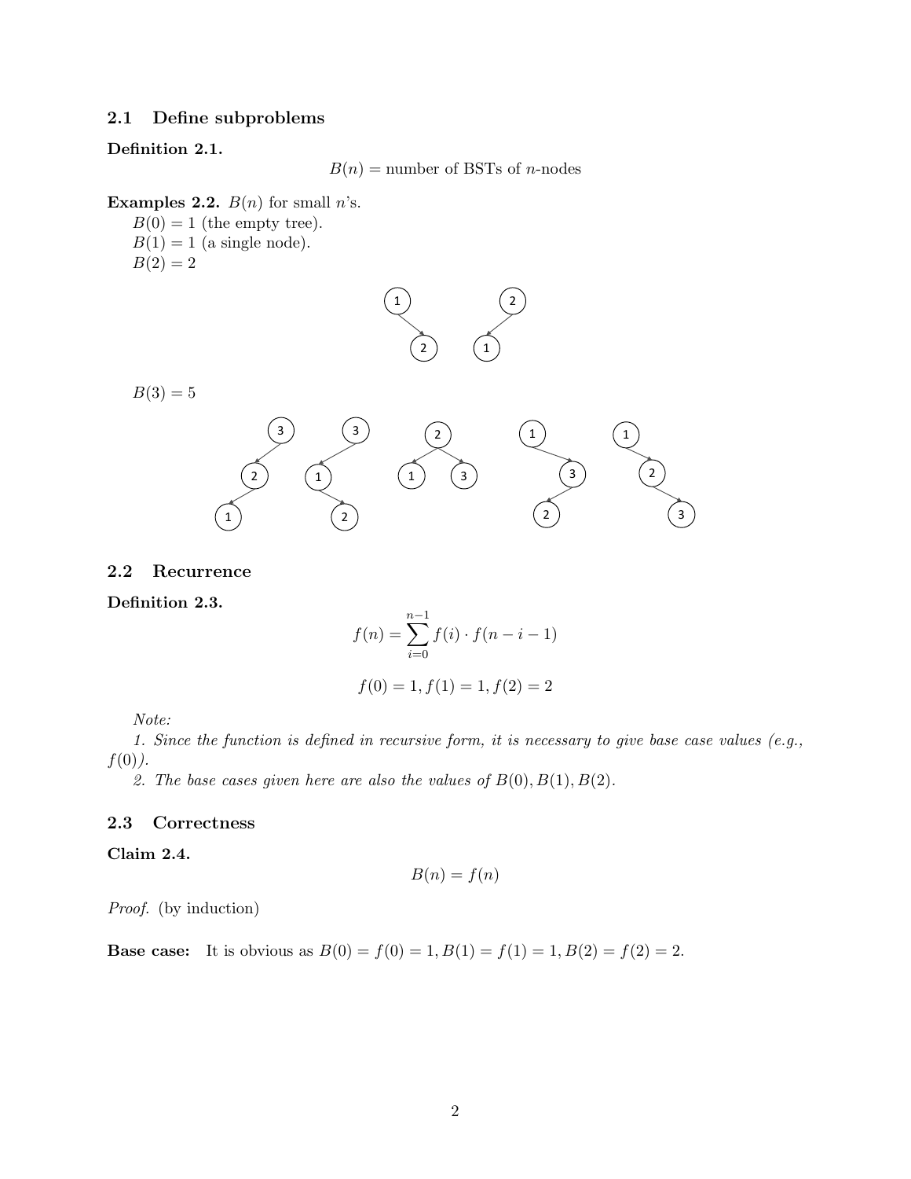## 2.1 Define subproblems

**Definition 2.1.**

$$B(n) = \text{number of BSTs of } n\text{-nodes}$$

**Examples 2.2.** $B(n)$ for small $n$'s.

$B(0) = 1$ (the empty tree).
$B(1) = 1$ (a single node).
$B(2) = 2$

$B(3) = 5$

## 2.2 Recurrence

**Definition 2.3.**

$$f(n) = \sum_{i=0}^{n-1} f(i) \cdot f(n-i-1)$$

$$f(0) = 1, f(1) = 1, f(2) = 2$$

*Note:*
*1. Since the function is defined in recursive form, it is necessary to give base case values (e.g., $f(0)$).*
*2. The base cases given here are also the values of $B(0), B(1), B(2)$.*

## 2.3 Correctness

**Claim 2.4.**

$$B(n) = f(n)$$

*Proof.* (by induction)

**Base case:** It is obvious as $B(0) = f(0) = 1, B(1) = f(1) = 1, B(2) = f(2) = 2$.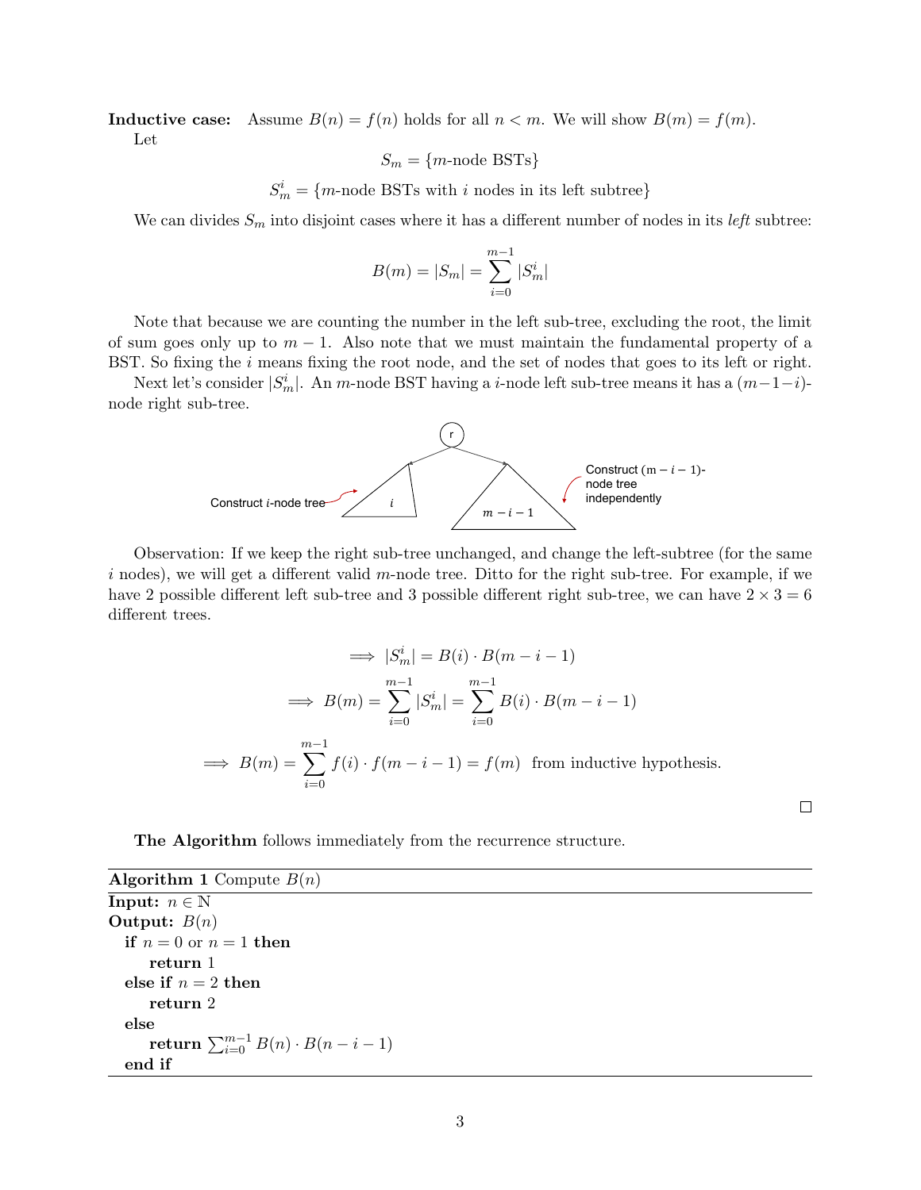**Inductive case:** Assume $B(n) = f(n)$ holds for all $n < m$. We will show $B(m) = f(m)$.
Let

$$S_m = \{m\text{-node BSTs}\}$$

$$S_m^i = \{m\text{-node BSTs with } i \text{ nodes in its left subtree}\}$$

We can divides $S_m$ into disjoint cases where it has a different number of nodes in its *left* subtree:

$$B(m) = |S_m| = \sum_{i=0}^{m-1} |S_m^i|$$

Note that because we are counting the number in the left sub-tree, excluding the root, the limit of sum goes only up to $m - 1$. Also note that we must maintain the fundamental property of a BST. So fixing the $i$ means fixing the root node, and the set of nodes that goes to its left or right.

Next let's consider $|S_m^i|$. An $m$-node BST having a $i$-node left sub-tree means it has a $(m-1-i)$-node right sub-tree.

Construct $i$-node tree

Construct $(m - i - 1)$-node tree independently

Observation: If we keep the right sub-tree unchanged, and change the left-subtree (for the same $i$ nodes), we will get a different valid $m$-node tree. Ditto for the right sub-tree. For example, if we have 2 possible different left sub-tree and 3 possible different right sub-tree, we can have $2 \times 3 = 6$ different trees.

$$\implies |S_m^i| = B(i) \cdot B(m - i - 1)$$

$$\implies B(m) = \sum_{i=0}^{m-1} |S_m^i| = \sum_{i=0}^{m-1} B(i) \cdot B(m - i - 1)$$

$$\implies B(m) = \sum_{i=0}^{m-1} f(i) \cdot f(m - i - 1) = f(m) \text{ from inductive hypothesis.}$$

□

**The Algorithm** follows immediately from the recurrence structure.

**Algorithm 1** Compute $B(n)$

**Input:** $n \in \mathbb{N}$
**Output:** $B(n)$

```
if n = 0 or n = 1 then
    return 1
else if n = 2 then
    return 2
else
    return ∑_{i=0}^{m-1} B(n) · B(n − i − 1)
end if
```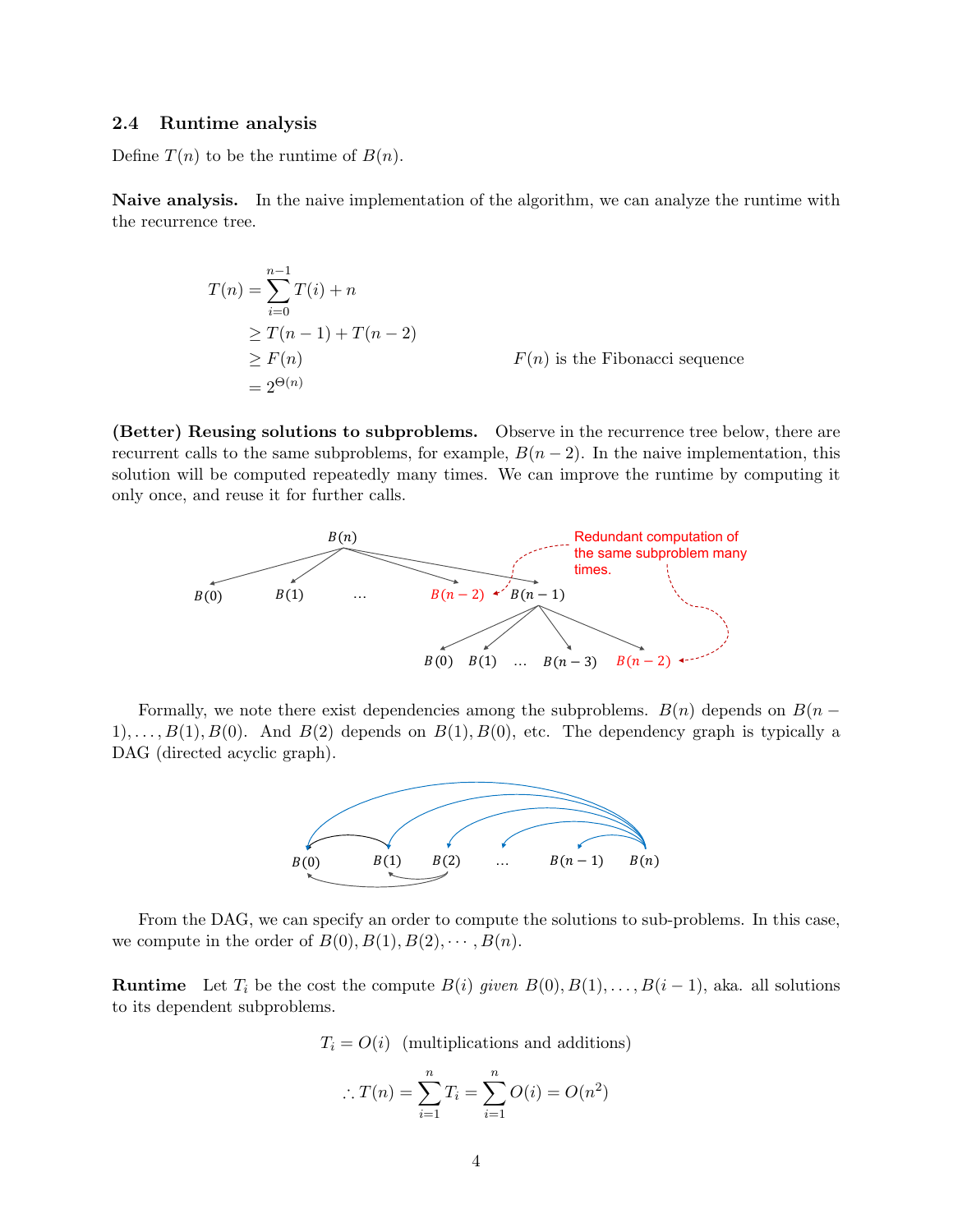### 2.4 Runtime analysis

Define $T(n)$ to be the runtime of $B(n)$.

**Naive analysis.** In the naive implementation of the algorithm, we can analyze the runtime with the recurrence tree.

$$
\begin{aligned}
T(n) &= \sum_{i=0}^{n-1} T(i) + n \\
&\geq T(n-1) + T(n-2) \\
&\geq F(n) && F(n) \text{ is the Fibonacci sequence} \\
&= 2^{\Theta(n)}
\end{aligned}
$$

**(Better) Reusing solutions to subproblems.** Observe in the recurrence tree below, there are recurrent calls to the same subproblems, for example, $B(n-2)$. In the naive implementation, this solution will be computed repeatedly many times. We can improve the runtime by computing it only once, and reuse it for further calls.

Formally, we note there exist dependencies among the subproblems. $B(n)$ depends on $B(n-1), \ldots, B(1), B(0)$. And $B(2)$ depends on $B(1), B(0)$, etc. The dependency graph is typically a DAG (directed acyclic graph).

From the DAG, we can specify an order to compute the solutions to sub-problems. In this case, we compute in the order of $B(0), B(1), B(2), \cdots, B(n)$.

**Runtime** Let $T_i$ be the cost the compute $B(i)$ *given* $B(0), B(1), \ldots, B(i-1)$, aka. all solutions to its dependent subproblems.

$$T_i = O(i) \quad \text{(multiplications and additions)}$$

$$\therefore T(n) = \sum_{i=1}^{n} T_i = \sum_{i=1}^{n} O(i) = O(n^2)$$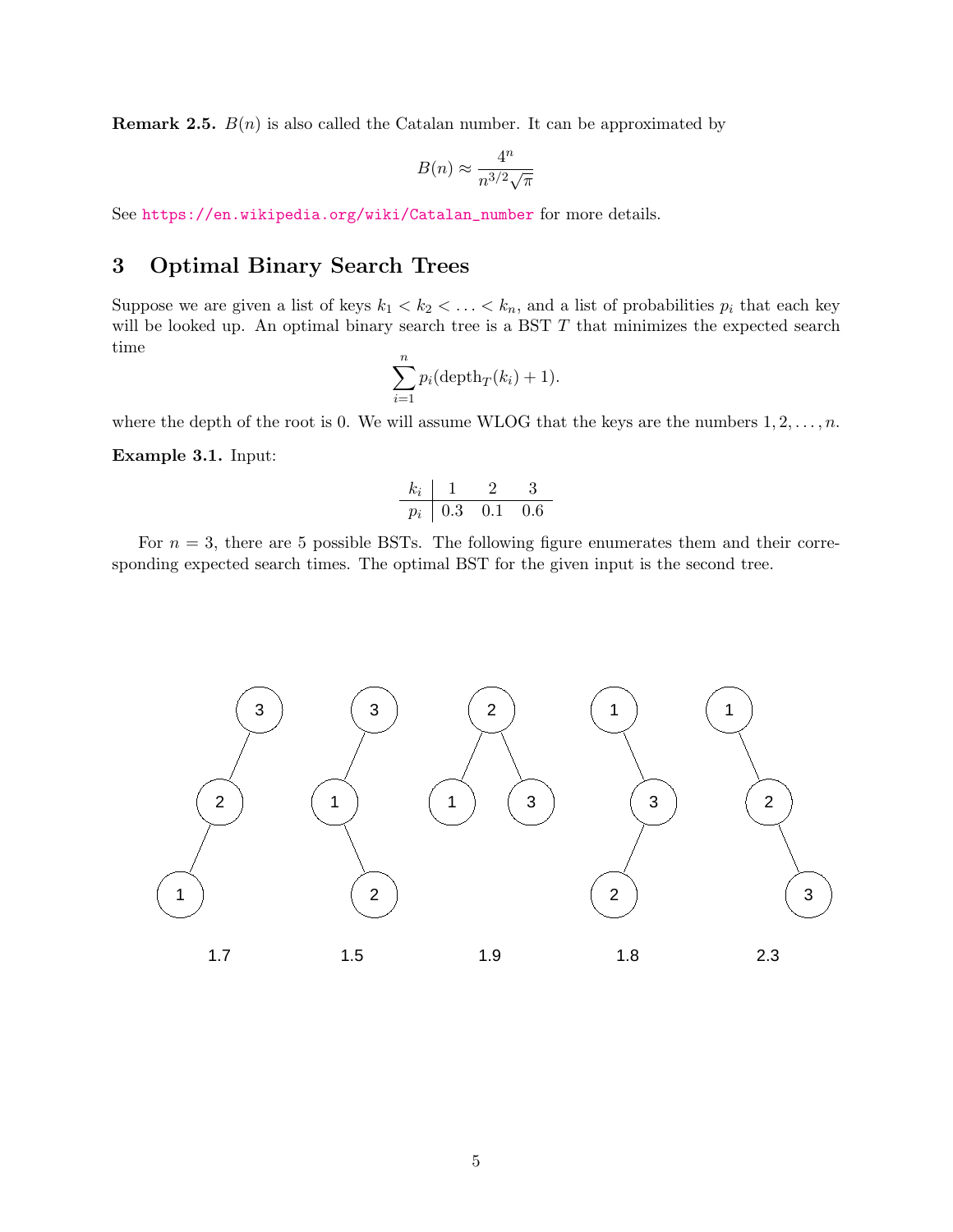**Remark 2.5.** $B(n)$ is also called the Catalan number. It can be approximated by

$$B(n) \approx \frac{4^n}{n^{3/2}\sqrt{\pi}}$$

See https://en.wikipedia.org/wiki/Catalan_number for more details.

## 3 Optimal Binary Search Trees

Suppose we are given a list of keys $k_1 < k_2 < \ldots < k_n$, and a list of probabilities $p_i$ that each key will be looked up. An optimal binary search tree is a BST $T$ that minimizes the expected search time

$$\sum_{i=1}^{n} p_i(\text{depth}_T(k_i) + 1).$$

where the depth of the root is 0. We will assume WLOG that the keys are the numbers $1, 2, \ldots, n$.

**Example 3.1.** Input:

| $k_i$ | 1 | 2 | 3 |
|---|---|---|---|
| $p_i$ | 0.3 | 0.1 | 0.6 |

For $n = 3$, there are 5 possible BSTs. The following figure enumerates them and their corresponding expected search times. The optimal BST for the given input is the second tree.

1.7 &nbsp;&nbsp;&nbsp; 1.5 &nbsp;&nbsp;&nbsp; 1.9 &nbsp;&nbsp;&nbsp; 1.8 &nbsp;&nbsp;&nbsp; 2.3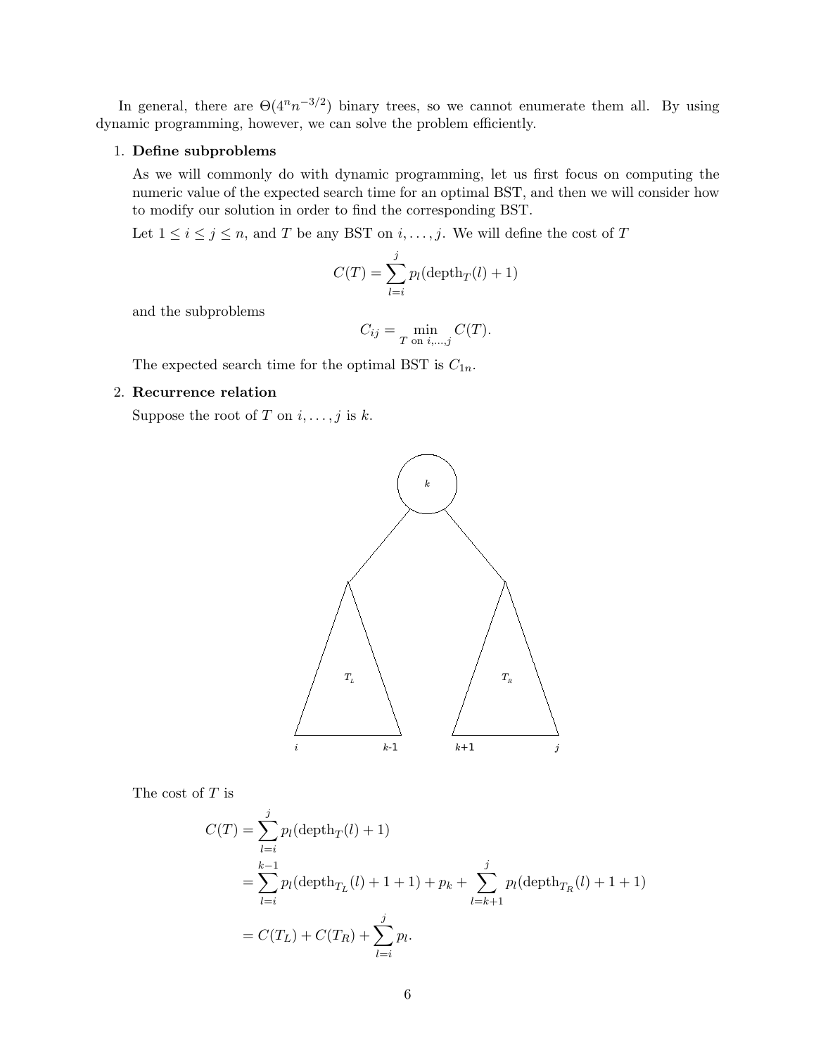In general, there are $\Theta(4^n n^{-3/2})$ binary trees, so we cannot enumerate them all. By using dynamic programming, however, we can solve the problem efficiently.

1. **Define subproblems**

   As we will commonly do with dynamic programming, let us first focus on computing the numeric value of the expected search time for an optimal BST, and then we will consider how to modify our solution in order to find the corresponding BST.

   Let $1 \leq i \leq j \leq n$, and $T$ be any BST on $i, \ldots, j$. We will define the cost of $T$

   $$C(T) = \sum_{l=i}^{j} p_l(\text{depth}_T(l) + 1)$$

   and the subproblems

   $$C_{ij} = \min_{T \text{ on } i,\ldots,j} C(T).$$

   The expected search time for the optimal BST is $C_{1n}$.

2. **Recurrence relation**

   Suppose the root of $T$ on $i, \ldots, j$ is $k$.

   The cost of $T$ is

   $$\begin{aligned} C(T) &= \sum_{l=i}^{j} p_l(\text{depth}_T(l) + 1) \\ &= \sum_{l=i}^{k-1} p_l(\text{depth}_{T_L}(l) + 1 + 1) + p_k + \sum_{l=k+1}^{j} p_l(\text{depth}_{T_R}(l) + 1 + 1) \\ &= C(T_L) + C(T_R) + \sum_{l=i}^{j} p_l. \end{aligned}$$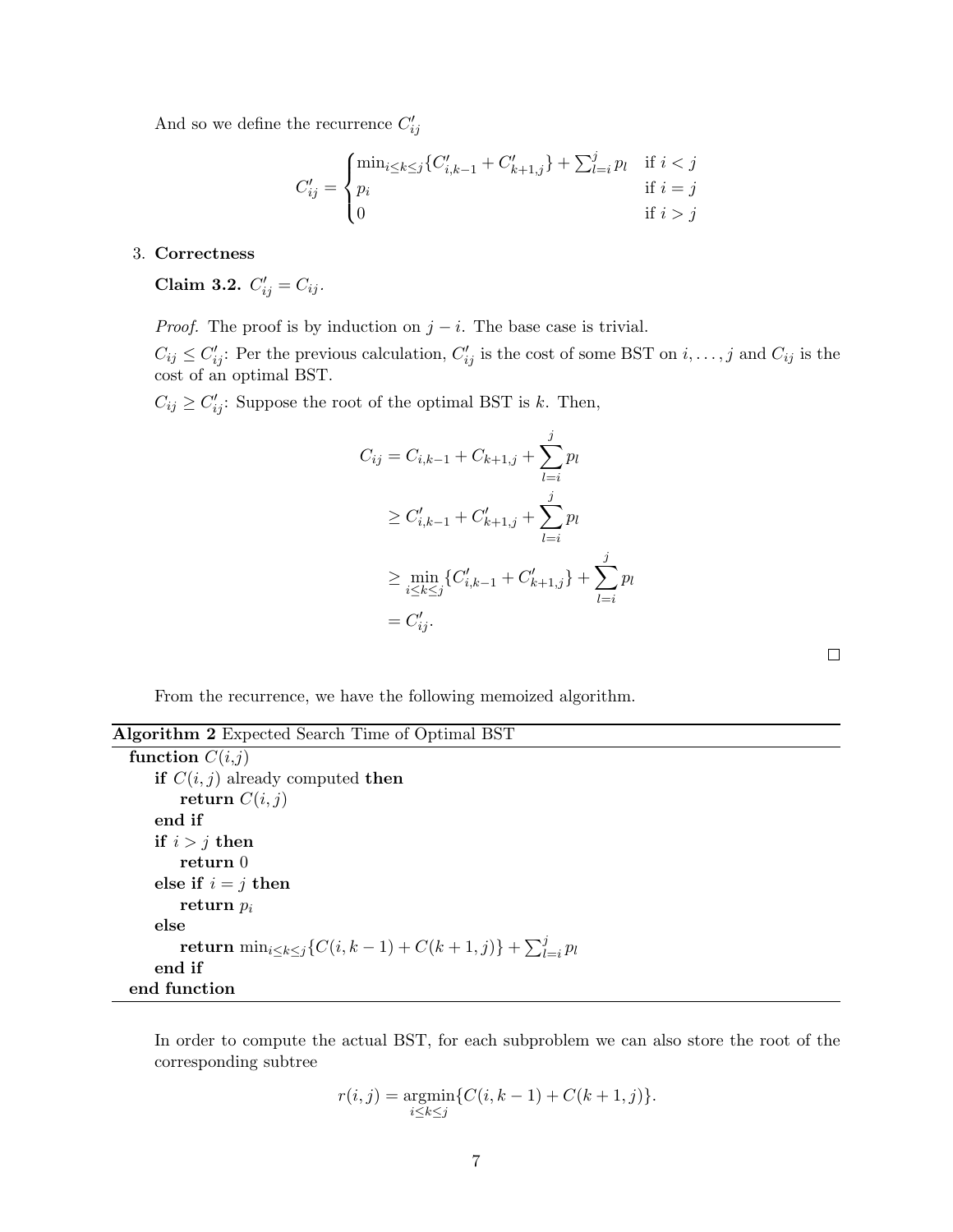And so we define the recurrence $C'_{ij}$

$$
C'_{ij} = \begin{cases} \min_{i \le k \le j}\{C'_{i,k-1} + C'_{k+1,j}\} + \sum_{l=i}^{j} p_l & \text{if } i < j \\ p_i & \text{if } i = j \\ 0 & \text{if } i > j \end{cases}
$$

3. **Correctness**

**Claim 3.2.** $C'_{ij} = C_{ij}$.

*Proof.* The proof is by induction on $j - i$. The base case is trivial.

$C_{ij} \le C'_{ij}$: Per the previous calculation, $C'_{ij}$ is the cost of some BST on $i, \dots, j$ and $C_{ij}$ is the cost of an optimal BST.

$C_{ij} \ge C'_{ij}$: Suppose the root of the optimal BST is $k$. Then,

$$
\begin{aligned}
C_{ij} &= C_{i,k-1} + C_{k+1,j} + \sum_{l=i}^{j} p_l \\
&\ge C'_{i,k-1} + C'_{k+1,j} + \sum_{l=i}^{j} p_l \\
&\ge \min_{i \le k \le j}\{C'_{i,k-1} + C'_{k+1,j}\} + \sum_{l=i}^{j} p_l \\
&= C'_{ij}.
\end{aligned}
$$

□

From the recurrence, we have the following memoized algorithm.

**Algorithm 2** Expected Search Time of Optimal BST

```
function C(i,j)
    if C(i,j) already computed then
        return C(i,j)
    end if
    if i > j then
        return 0
    else if i = j then
        return p_i
    else
        return min_{i≤k≤j} {C(i,k−1) + C(k+1,j)} + Σ_{l=i}^{j} p_l
    end if
end function
```

In order to compute the actual BST, for each subproblem we can also store the root of the corresponding subtree

$$
r(i,j) = \operatorname*{argmin}_{i \le k \le j}\{C(i,k-1) + C(k+1,j)\}.
$$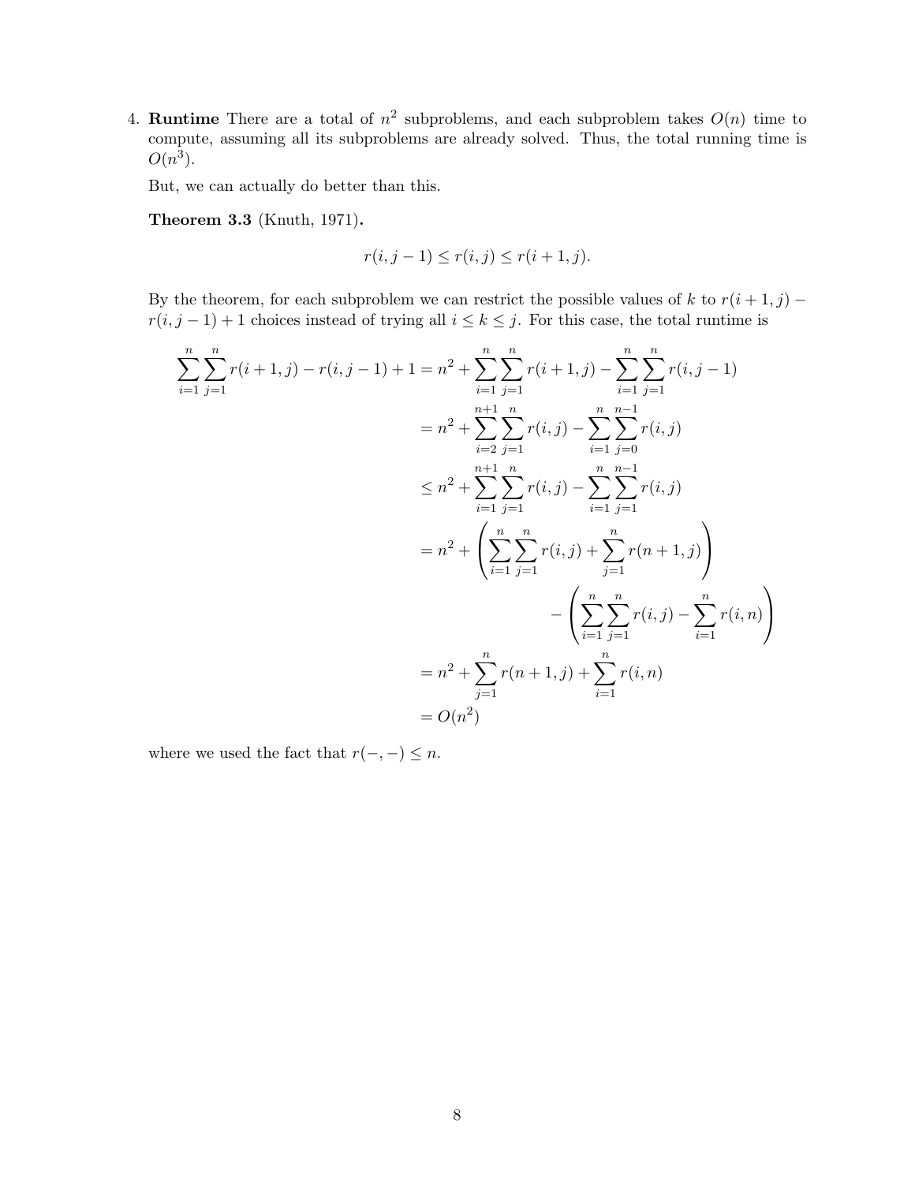4. **Runtime** There are a total of $n^2$ subproblems, and each subproblem takes $O(n)$ time to compute, assuming all its subproblems are already solved. Thus, the total running time is $O(n^3)$.

   But, we can actually do better than this.

   **Theorem 3.3** (Knuth, 1971)**.**

   $$r(i, j-1) \le r(i,j) \le r(i+1, j).$$

   By the theorem, for each subproblem we can restrict the possible values of $k$ to $r(i+1,j) - r(i,j-1)+1$ choices instead of trying all $i \le k \le j$. For this case, the total runtime is

   $$\begin{aligned}
   \sum_{i=1}^{n}\sum_{j=1}^{n} r(i+1,j) - r(i,j-1) + 1 &= n^2 + \sum_{i=1}^{n}\sum_{j=1}^{n} r(i+1,j) - \sum_{i=1}^{n}\sum_{j=1}^{n} r(i,j-1) \\
   &= n^2 + \sum_{i=2}^{n+1}\sum_{j=1}^{n} r(i,j) - \sum_{i=1}^{n}\sum_{j=0}^{n-1} r(i,j) \\
   &\le n^2 + \sum_{i=1}^{n+1}\sum_{j=1}^{n} r(i,j) - \sum_{i=1}^{n}\sum_{j=1}^{n-1} r(i,j) \\
   &= n^2 + \left(\sum_{i=1}^{n}\sum_{j=1}^{n} r(i,j) + \sum_{j=1}^{n} r(n+1,j)\right) \\
   &\qquad - \left(\sum_{i=1}^{n}\sum_{j=1}^{n} r(i,j) - \sum_{i=1}^{n} r(i,n)\right) \\
   &= n^2 + \sum_{j=1}^{n} r(n+1,j) + \sum_{i=1}^{n} r(i,n) \\
   &= O(n^2)
   \end{aligned}$$

   where we used the fact that $r(-,-) \le n$.